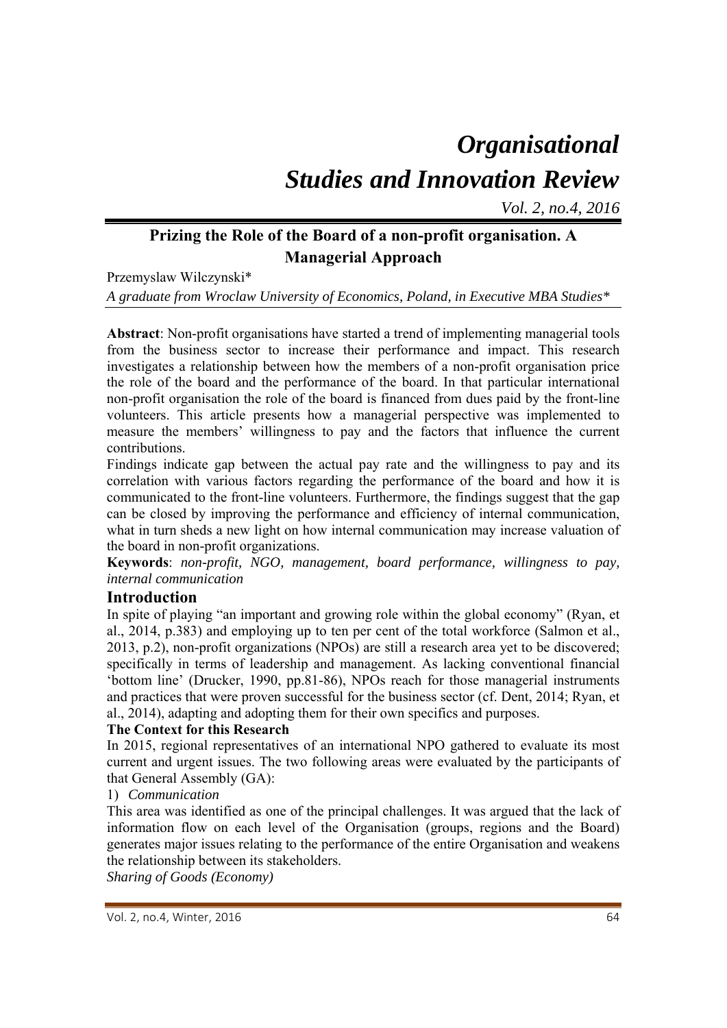# *Organisational Studies and Innovation Review*

*Vol. 2, no.4, 2016*

## Prizing the Role of the Board of a non-profit organisation. A Managerial Approach

Przemyslaw Wilczynski*

*A graduate from Wroclaw University of Economics, Poland, in Executive MBA Studies**

**Abstract**: Non-profit organisations have started a trend of implementing managerial tools from the business sector to increase their performance and impact. This research investigates a relationship between how the members of a non-profit organisation price the role of the board and the performance of the board. In that particular international non-profit organisation the role of the board is financed from dues paid by the front-line volunteers. This article presents how a managerial perspective was implemented to measure the members' willingness to pay and the factors that influence the current contributions.

Findings indicate gap between the actual pay rate and the willingness to pay and its correlation with various factors regarding the performance of the board and how it is communicated to the front-line volunteers. Furthermore, the findings suggest that the gap can be closed by improving the performance and efficiency of internal communication, what in turn sheds a new light on how internal communication may increase valuation of the board in non-profit organizations.

**Keywords**: *non-profit, NGO, management, board performance, willingness to pay, internal communication*

## Introduction

In spite of playing "an important and growing role within the global economy" (Ryan, et al., 2014, p.383) and employing up to ten per cent of the total workforce (Salmon et al., 2013, p.2), non-profit organizations (NPOs) are still a research area yet to be discovered; specifically in terms of leadership and management. As lacking conventional financial 'bottom line' (Drucker, 1990, pp.81-86), NPOs reach for those managerial instruments and practices that were proven successful for the business sector (cf. Dent, 2014; Ryan, et al., 2014), adapting and adopting them for their own specifics and purposes.

### The Context for this Research

In 2015, regional representatives of an international NPO gathered to evaluate its most current and urgent issues. The two following areas were evaluated by the participants of that General Assembly (GA):

1) *Communication*

This area was identified as one of the principal challenges. It was argued that the lack of information flow on each level of the Organisation (groups, regions and the Board) generates major issues relating to the performance of the entire Organisation and weakens the relationship between its stakeholders.

*Sharing of Goods (Economy)*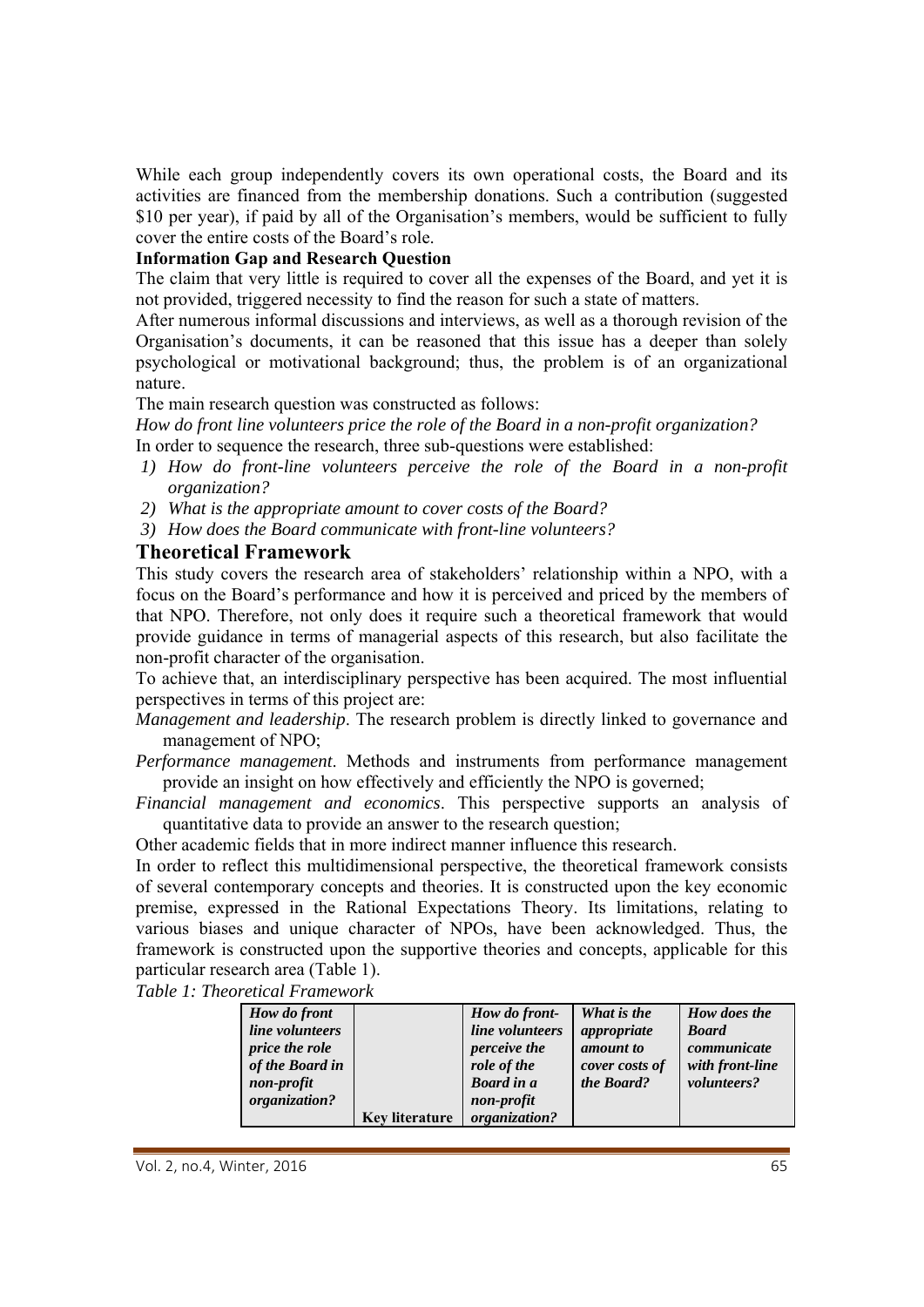While each group independently covers its own operational costs, the Board and its activities are financed from the membership donations. Such a contribution (suggested $10 per year), if paid by all of the Organisation's members, would be sufficient to fully cover the entire costs of the Board's role.

**Information Gap and Research Question**

The claim that very little is required to cover all the expenses of the Board, and yet it is not provided, triggered necessity to find the reason for such a state of matters.

After numerous informal discussions and interviews, as well as a thorough revision of the Organisation's documents, it can be reasoned that this issue has a deeper than solely psychological or motivational background; thus, the problem is of an organizational nature.

The main research question was constructed as follows:

*How do front line volunteers price the role of the Board in a non-profit organization?*

In order to sequence the research, three sub-questions were established:

1) *How do front-line volunteers perceive the role of the Board in a non-profit organization?*
2) *What is the appropriate amount to cover costs of the Board?*
3) *How does the Board communicate with front-line volunteers?*

## Theoretical Framework

This study covers the research area of stakeholders' relationship within a NPO, with a focus on the Board's performance and how it is perceived and priced by the members of that NPO. Therefore, not only does it require such a theoretical framework that would provide guidance in terms of managerial aspects of this research, but also facilitate the non-profit character of the organisation.

To achieve that, an interdisciplinary perspective has been acquired. The most influential perspectives in terms of this project are:

*Management and leadership*. The research problem is directly linked to governance and management of NPO;

*Performance management*. Methods and instruments from performance management provide an insight on how effectively and efficiently the NPO is governed;

*Financial management and economics*. This perspective supports an analysis of quantitative data to provide an answer to the research question;

Other academic fields that in more indirect manner influence this research.

In order to reflect this multidimensional perspective, the theoretical framework consists of several contemporary concepts and theories. It is constructed upon the key economic premise, expressed in the Rational Expectations Theory. Its limitations, relating to various biases and unique character of NPOs, have been acknowledged. Thus, the framework is constructed upon the supportive theories and concepts, applicable for this particular research area (Table 1).

*Table 1: Theoretical Framework*

| ***How do front line volunteers price the role of the Board in non-profit organization?*** | **Key literature** | ***How do front-line volunteers perceive the role of the Board in a non-profit organization?*** | ***What is the appropriate amount to cover costs of the Board?*** | ***How does the Board communicate with front-line volunteers?*** |
|---|---|---|---|---|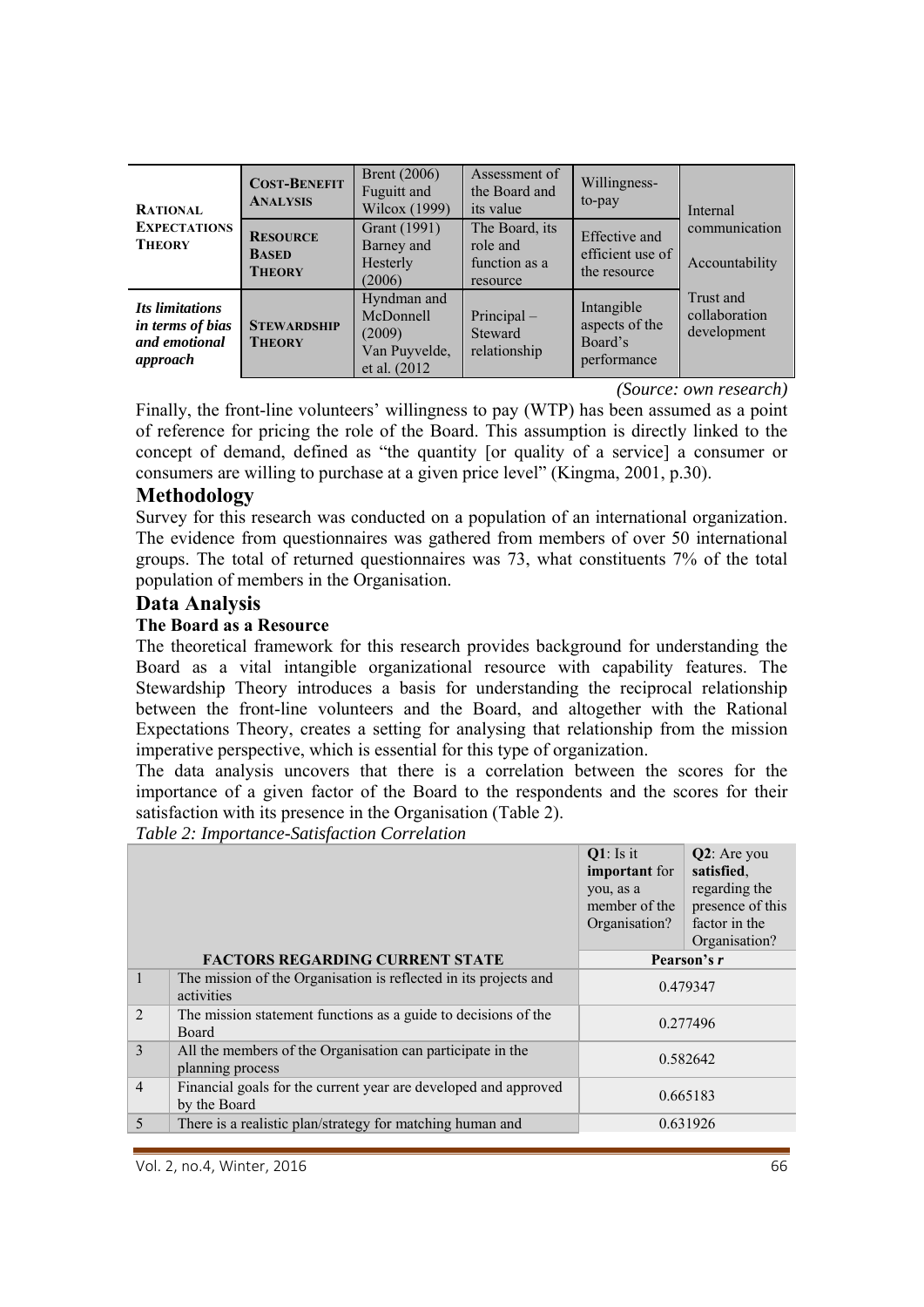| | | | | | |
|---|---|---|---|---|---|
| **RATIONAL EXPECTATIONS THEORY** | **COST-BENEFIT ANALYSIS** | Brent (2006) Fuguitt and Wilcox (1999) | Assessment of the Board and its value | Willingness-to-pay | Internal communication |
| | **RESOURCE BASED THEORY** | Grant (1991) Barney and Hesterly (2006) | The Board, its role and function as a resource | Effective and efficient use of the resource | Accountability |
| ***Its limitations in terms of bias and emotional approach*** | **STEWARDSHIP THEORY** | Hyndman and McDonnell (2009) Van Puyvelde, et al. (2012 | Principal – Steward relationship | Intangible aspects of the Board's performance | Trust and collaboration development |

*(Source: own research)*

Finally, the front-line volunteers' willingness to pay (WTP) has been assumed as a point of reference for pricing the role of the Board. This assumption is directly linked to the concept of demand, defined as "the quantity [or quality of a service] a consumer or consumers are willing to purchase at a given price level" (Kingma, 2001, p.30).

## Methodology

Survey for this research was conducted on a population of an international organization. The evidence from questionnaires was gathered from members of over 50 international groups. The total of returned questionnaires was 73, what constituents 7% of the total population of members in the Organisation.

## Data Analysis

### The Board as a Resource

The theoretical framework for this research provides background for understanding the Board as a vital intangible organizational resource with capability features. The Stewardship Theory introduces a basis for understanding the reciprocal relationship between the front-line volunteers and the Board, and altogether with the Rational Expectations Theory, creates a setting for analysing that relationship from the mission imperative perspective, which is essential for this type of organization.

The data analysis uncovers that there is a correlation between the scores for the importance of a given factor of the Board to the respondents and the scores for their satisfaction with its presence in the Organisation (Table 2).

*Table 2: Importance-Satisfaction Correlation*

| | FACTORS REGARDING CURRENT STATE | **Q1**: Is it **important** for you, as a member of the Organisation? / **Q2**: Are you **satisfied**, regarding the presence of this factor in the Organisation? Pearson's *r* |
|---|---|---|
| 1 | The mission of the Organisation is reflected in its projects and activities | 0.479347 |
| 2 | The mission statement functions as a guide to decisions of the Board | 0.277496 |
| 3 | All the members of the Organisation can participate in the planning process | 0.582642 |
| 4 | Financial goals for the current year are developed and approved by the Board | 0.665183 |
| 5 | There is a realistic plan/strategy for matching human and | 0.631926 |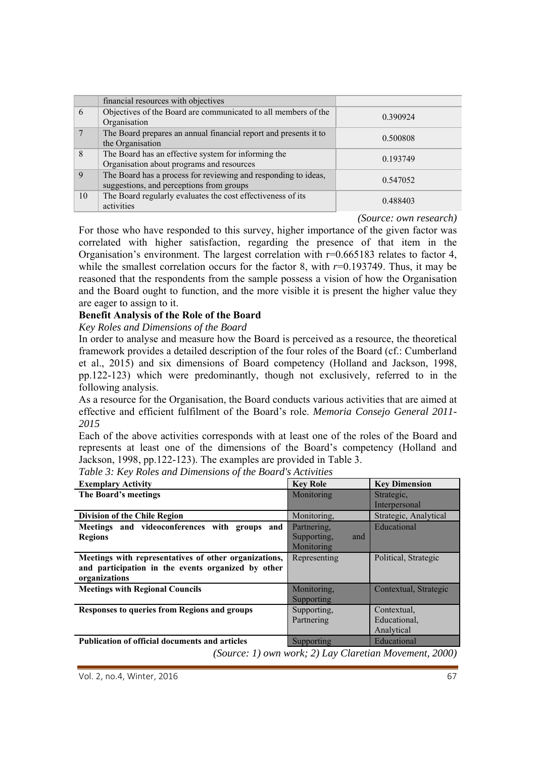| | | |
|---|---|---|
| | financial resources with objectives | |
| 6 | Objectives of the Board are communicated to all members of the Organisation | 0.390924 |
| 7 | The Board prepares an annual financial report and presents it to the Organisation | 0.500808 |
| 8 | The Board has an effective system for informing the Organisation about programs and resources | 0.193749 |
| 9 | The Board has a process for reviewing and responding to ideas, suggestions, and perceptions from groups | 0.547052 |
| 10 | The Board regularly evaluates the cost effectiveness of its activities | 0.488403 |

*(Source: own research)*

For those who have responded to this survey, higher importance of the given factor was correlated with higher satisfaction, regarding the presence of that item in the Organisation's environment. The largest correlation with r=0.665183 relates to factor 4, while the smallest correlation occurs for the factor 8, with *r*=0.193749. Thus, it may be reasoned that the respondents from the sample possess a vision of how the Organisation and the Board ought to function, and the more visible it is present the higher value they are eager to assign to it.

## Benefit Analysis of the Role of the Board

### *Key Roles and Dimensions of the Board*

In order to analyse and measure how the Board is perceived as a resource, the theoretical framework provides a detailed description of the four roles of the Board (cf.: Cumberland et al., 2015) and six dimensions of Board competency (Holland and Jackson, 1998, pp.122-123) which were predominantly, though not exclusively, referred to in the following analysis.

As a resource for the Organisation, the Board conducts various activities that are aimed at effective and efficient fulfilment of the Board's role. *Memoria Consejo General 2011-2015*

Each of the above activities corresponds with at least one of the roles of the Board and represents at least one of the dimensions of the Board's competency (Holland and Jackson, 1998, pp.122-123). The examples are provided in Table 3.

*Table 3: Key Roles and Dimensions of the Board's Activities*

| Exemplary Activity | Key Role | Key Dimension |
|---|---|---|
| **The Board's meetings** | Monitoring | Strategic, Interpersonal |
| **Division of the Chile Region** | Monitoring, | Strategic, Analytical |
| **Meetings and videoconferences with groups and Regions** | Partnering, Supporting, and Monitoring | Educational |
| **Meetings with representatives of other organizations, and participation in the events organized by other organizations** | Representing | Political, Strategic |
| **Meetings with Regional Councils** | Monitoring, Supporting | Contextual, Strategic |
| **Responses to queries from Regions and groups** | Supporting, Partnering | Contextual, Educational, Analytical |
| **Publication of official documents and articles** | Supporting | Educational |

*(Source: 1) own work; 2) Lay Claretian Movement, 2000)*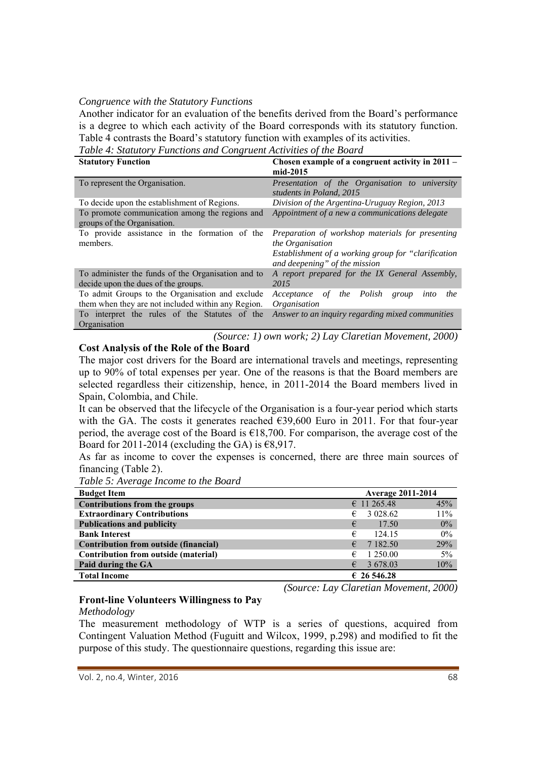*Congruence with the Statutory Functions*

Another indicator for an evaluation of the benefits derived from the Board's performance is a degree to which each activity of the Board corresponds with its statutory function. Table 4 contrasts the Board's statutory function with examples of its activities.

*Table 4: Statutory Functions and Congruent Activities of the Board*

| Statutory Function | Chosen example of a congruent activity in 2011 – mid-2015 |
|---|---|
| To represent the Organisation. | *Presentation of the Organisation to university students in Poland, 2015* |
| To decide upon the establishment of Regions. | *Division of the Argentina-Uruguay Region, 2013* |
| To promote communication among the regions and groups of the Organisation. | *Appointment of a new a communications delegate* |
| To provide assistance in the formation of the members. | *Preparation of workshop materials for presenting the Organisation*<br>*Establishment of a working group for "clarification and deepening" of the mission* |
| To administer the funds of the Organisation and to decide upon the dues of the groups. | *A report prepared for the IX General Assembly, 2015* |
| To admit Groups to the Organisation and exclude them when they are not included within any Region. | *Acceptance of the Polish group into the Organisation* |
| To interpret the rules of the Statutes of the Organisation | *Answer to an inquiry regarding mixed communities* |

*(Source: 1) own work; 2) Lay Claretian Movement, 2000)*

**Cost Analysis of the Role of the Board**

The major cost drivers for the Board are international travels and meetings, representing up to 90% of total expenses per year. One of the reasons is that the Board members are selected regardless their citizenship, hence, in 2011-2014 the Board members lived in Spain, Colombia, and Chile.

It can be observed that the lifecycle of the Organisation is a four-year period which starts with the GA. The costs it generates reached €39,600 Euro in 2011. For that four-year period, the average cost of the Board is €18,700. For comparison, the average cost of the Board for 2011-2014 (excluding the GA) is €8,917.

As far as income to cover the expenses is concerned, there are three main sources of financing (Table 2).

*Table 5: Average Income to the Board*

| Budget Item | Average 2011-2014 | |
|---|---|---|
| **Contributions from the groups** | € 11 265.48 | 45% |
| **Extraordinary Contributions** | € 3 028.62 | 11% |
| **Publications and publicity** | € 17.50 | 0% |
| **Bank Interest** | € 124.15 | 0% |
| **Contribution from outside (financial)** | € 7 182.50 | 29% |
| **Contribution from outside (material)** | € 1 250.00 | 5% |
| **Paid during the GA** | € 3 678.03 | 10% |
| **Total Income** | **€ 26 546.28** | |

*(Source: Lay Claretian Movement, 2000)*

**Front-line Volunteers Willingness to Pay**

*Methodology*

The measurement methodology of WTP is a series of questions, acquired from Contingent Valuation Method (Fuguitt and Wilcox, 1999, p.298) and modified to fit the purpose of this study. The questionnaire questions, regarding this issue are: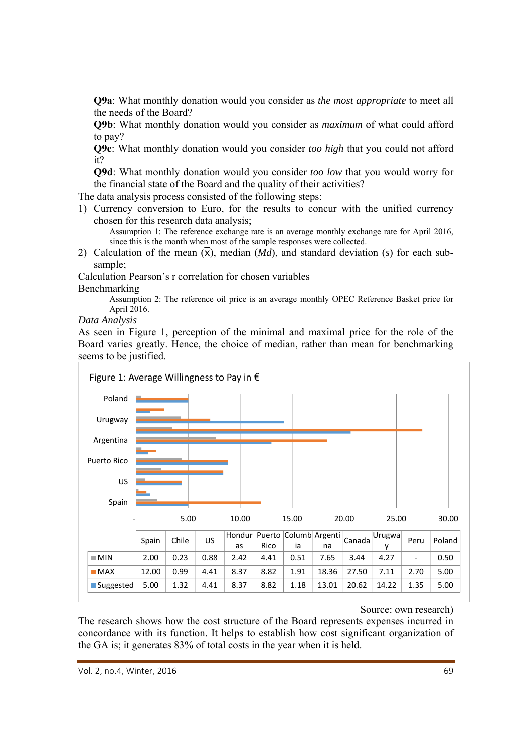**Q9a**: What monthly donation would you consider as *the most appropriate* to meet all the needs of the Board?

**Q9b**: What monthly donation would you consider as *maximum* of what could afford to pay?

**Q9c**: What monthly donation would you consider *too high* that you could not afford it?

**Q9d**: What monthly donation would you consider *too low* that you would worry for the financial state of the Board and the quality of their activities?

The data analysis process consisted of the following steps:

1) Currency conversion to Euro, for the results to concur with the unified currency chosen for this research data analysis;

   Assumption 1: The reference exchange rate is an average monthly exchange rate for April 2016, since this is the month when most of the sample responses were collected.

2) Calculation of the mean ($\bar{x}$), median (*Md*), and standard deviation (*s*) for each sub-sample;

Calculation Pearson's r correlation for chosen variables

Benchmarking

   Assumption 2: The reference oil price is an average monthly OPEC Reference Basket price for April 2016.

*Data Analysis*

As seen in Figure 1, perception of the minimal and maximal price for the role of the Board varies greatly. Hence, the choice of median, rather than mean for benchmarking seems to be justified.

Figure 1: Average Willingness to Pay in €

| | Spain | Chile | US | Honduras | Puerto Rico | Columbia | Argentina | Canada | Urugway | Peru | Poland |
|---|---|---|---|---|---|---|---|---|---|---|---|
| MIN | 2.00 | 0.23 | 0.88 | 2.42 | 4.41 | 0.51 | 7.65 | 3.44 | 4.27 | - | 0.50 |
| MAX | 12.00 | 0.99 | 4.41 | 8.37 | 8.82 | 1.91 | 18.36 | 27.50 | 7.11 | 2.70 | 5.00 |
| Suggested | 5.00 | 1.32 | 4.41 | 8.37 | 8.82 | 1.18 | 13.01 | 20.62 | 14.22 | 1.35 | 5.00 |

Source: own research)

The research shows how the cost structure of the Board represents expenses incurred in concordance with its function. It helps to establish how cost significant organization of the GA is; it generates 83% of total costs in the year when it is held.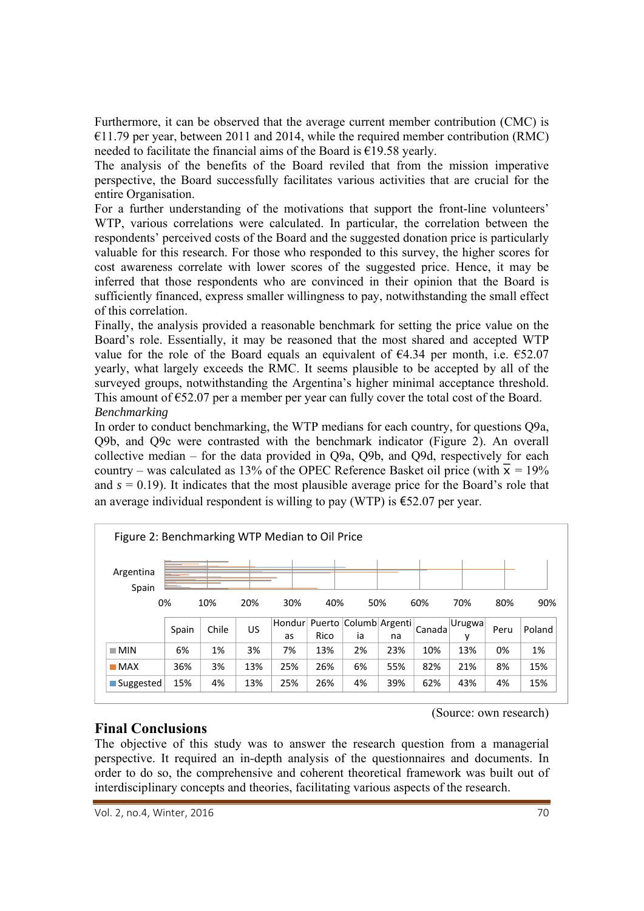Furthermore, it can be observed that the average current member contribution (CMC) is €11.79 per year, between 2011 and 2014, while the required member contribution (RMC) needed to facilitate the financial aims of the Board is €19.58 yearly.

The analysis of the benefits of the Board reviled that from the mission imperative perspective, the Board successfully facilitates various activities that are crucial for the entire Organisation.

For a further understanding of the motivations that support the front-line volunteers' WTP, various correlations were calculated. In particular, the correlation between the respondents' perceived costs of the Board and the suggested donation price is particularly valuable for this research. For those who responded to this survey, the higher scores for cost awareness correlate with lower scores of the suggested price. Hence, it may be inferred that those respondents who are convinced in their opinion that the Board is sufficiently financed, express smaller willingness to pay, notwithstanding the small effect of this correlation.

Finally, the analysis provided a reasonable benchmark for setting the price value on the Board's role. Essentially, it may be reasoned that the most shared and accepted WTP value for the role of the Board equals an equivalent of €4.34 per month, i.e. €52.07 yearly, what largely exceeds the RMC. It seems plausible to be accepted by all of the surveyed groups, notwithstanding the Argentina's higher minimal acceptance threshold. This amount of €52.07 per a member per year can fully cover the total cost of the Board.

*Benchmarking*

In order to conduct benchmarking, the WTP medians for each country, for questions Q9a, Q9b, and Q9c were contrasted with the benchmark indicator (Figure 2). An overall collective median – for the data provided in Q9a, Q9b, and Q9d, respectively for each country – was calculated as 13% of the OPEC Reference Basket oil price (with $\overline{x}$ = 19% and $s$ = 0.19). It indicates that the most plausible average price for the Board's role that an average individual respondent is willing to pay (WTP) is €52.07 per year.

Figure 2: Benchmarking WTP Median to Oil Price

|  | Spain | Chile | US | Honduras | Puerto Rico | Columbia | Argentina | Canada | Urugway | Peru | Poland |
|---|---|---|---|---|---|---|---|---|---|---|---|
| MIN | 6% | 1% | 3% | 7% | 13% | 2% | 23% | 10% | 13% | 0% | 1% |
| MAX | 36% | 3% | 13% | 25% | 26% | 6% | 55% | 82% | 21% | 8% | 15% |
| Suggested | 15% | 4% | 13% | 25% | 26% | 4% | 39% | 62% | 43% | 4% | 15% |

(Source: own research)

## Final Conclusions

The objective of this study was to answer the research question from a managerial perspective. It required an in-depth analysis of the questionnaires and documents. In order to do so, the comprehensive and coherent theoretical framework was built out of interdisciplinary concepts and theories, facilitating various aspects of the research.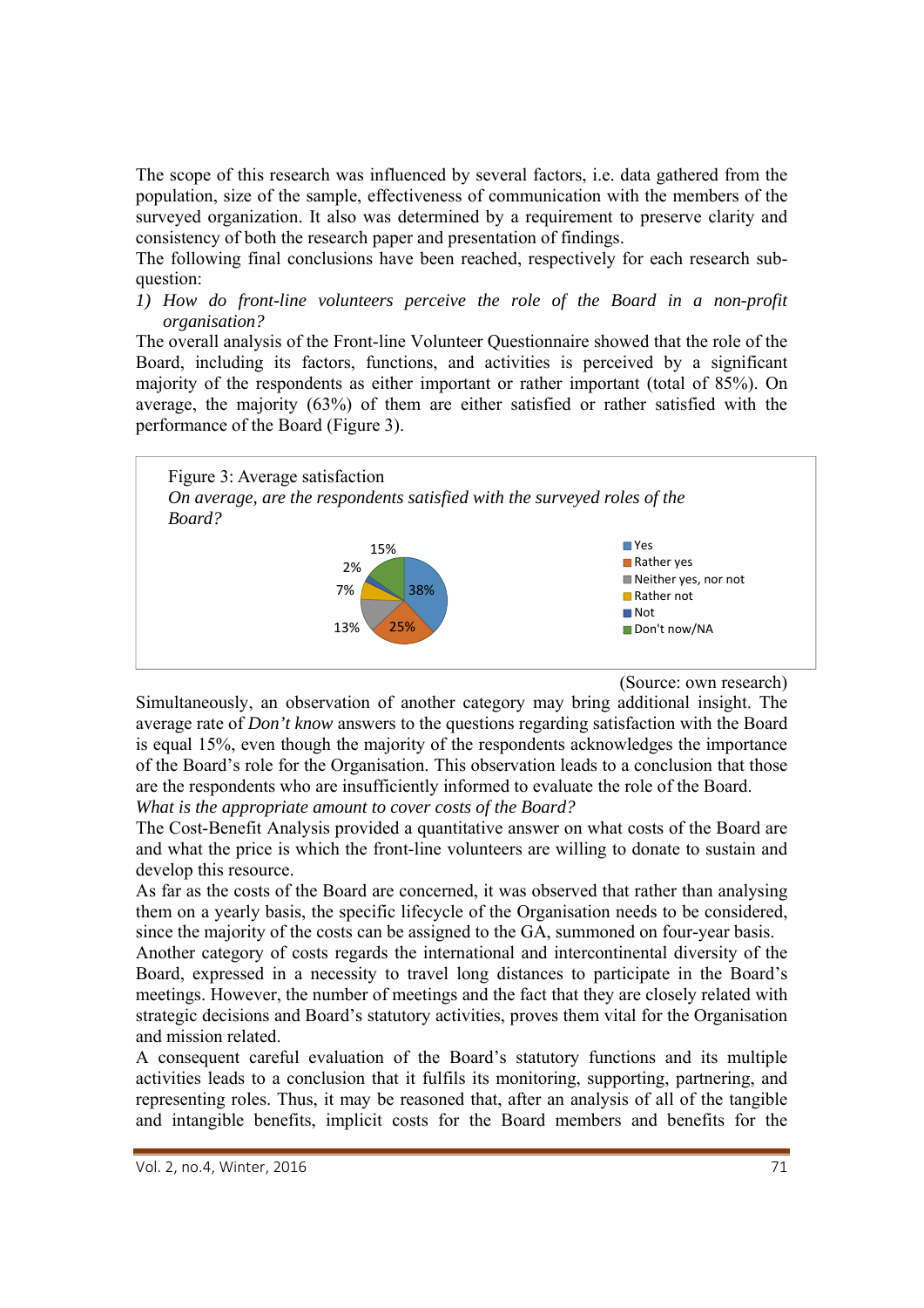The scope of this research was influenced by several factors, i.e. data gathered from the population, size of the sample, effectiveness of communication with the members of the surveyed organization. It also was determined by a requirement to preserve clarity and consistency of both the research paper and presentation of findings.

The following final conclusions have been reached, respectively for each research sub-question:

1) *How do front-line volunteers perceive the role of the Board in a non-profit organisation?*

The overall analysis of the Front-line Volunteer Questionnaire showed that the role of the Board, including its factors, functions, and activities is perceived by a significant majority of the respondents as either important or rather important (total of 85%). On average, the majority (63%) of them are either satisfied or rather satisfied with the performance of the Board (Figure 3).

Figure 3: Average satisfaction

*On average, are the respondents satisfied with the surveyed roles of the Board?*

| Answer | Share |
|---|---|
| Yes | 38% |
| Rather yes | 25% |
| Neither yes, nor not | 13% |
| Rather not | 7% |
| Not | 2% |
| Don't now/NA | 15% |

(Source: own research)

Simultaneously, an observation of another category may bring additional insight. The average rate of *Don't know* answers to the questions regarding satisfaction with the Board is equal 15%, even though the majority of the respondents acknowledges the importance of the Board's role for the Organisation. This observation leads to a conclusion that those are the respondents who are insufficiently informed to evaluate the role of the Board.

*What is the appropriate amount to cover costs of the Board?*

The Cost-Benefit Analysis provided a quantitative answer on what costs of the Board are and what the price is which the front-line volunteers are willing to donate to sustain and develop this resource.

As far as the costs of the Board are concerned, it was observed that rather than analysing them on a yearly basis, the specific lifecycle of the Organisation needs to be considered, since the majority of the costs can be assigned to the GA, summoned on four-year basis.

Another category of costs regards the international and intercontinental diversity of the Board, expressed in a necessity to travel long distances to participate in the Board's meetings. However, the number of meetings and the fact that they are closely related with strategic decisions and Board's statutory activities, proves them vital for the Organisation and mission related.

A consequent careful evaluation of the Board's statutory functions and its multiple activities leads to a conclusion that it fulfils its monitoring, supporting, partnering, and representing roles. Thus, it may be reasoned that, after an analysis of all of the tangible and intangible benefits, implicit costs for the Board members and benefits for the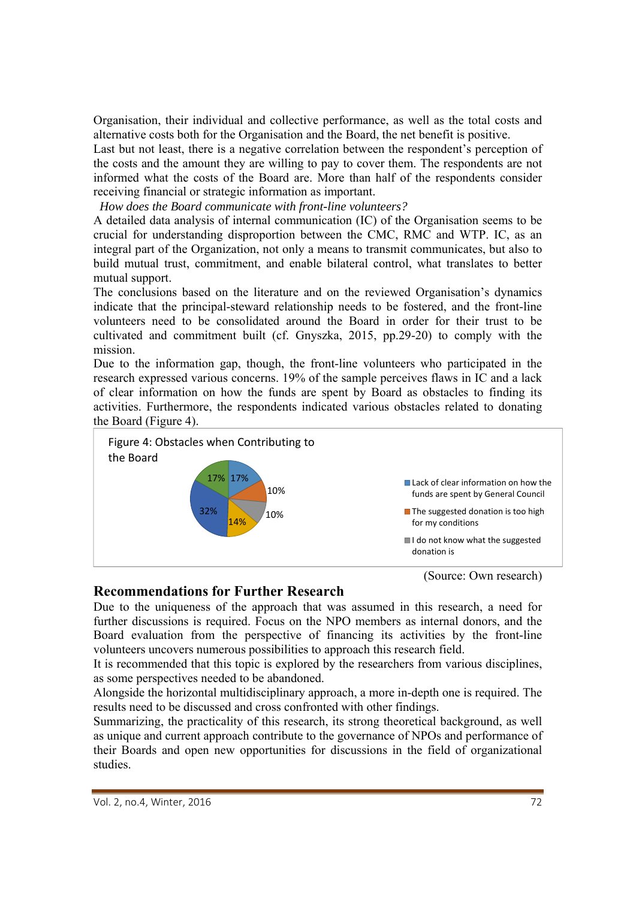Organisation, their individual and collective performance, as well as the total costs and alternative costs both for the Organisation and the Board, the net benefit is positive.

Last but not least, there is a negative correlation between the respondent's perception of the costs and the amount they are willing to pay to cover them. The respondents are not informed what the costs of the Board are. More than half of the respondents consider receiving financial or strategic information as important.

*How does the Board communicate with front-line volunteers?*

A detailed data analysis of internal communication (IC) of the Organisation seems to be crucial for understanding disproportion between the CMC, RMC and WTP. IC, as an integral part of the Organization, not only a means to transmit communicates, but also to build mutual trust, commitment, and enable bilateral control, what translates to better mutual support.

The conclusions based on the literature and on the reviewed Organisation's dynamics indicate that the principal-steward relationship needs to be fostered, and the front-line volunteers need to be consolidated around the Board in order for their trust to be cultivated and commitment built (cf. Gnyszka, 2015, pp.29-20) to comply with the mission.

Due to the information gap, though, the front-line volunteers who participated in the research expressed various concerns. 19% of the sample perceives flaws in IC and a lack of clear information on how the funds are spent by Board as obstacles to finding its activities. Furthermore, the respondents indicated various obstacles related to donating the Board (Figure 4).

Figure 4: Obstacles when Contributing to the Board

- Lack of clear information on how the funds are spent by General Council: 17%
- The suggested donation is too high for my conditions: 10%
- I do not know what the suggested donation is: 10%
- (unlabelled): 14%
- (unlabelled): 32%
- (unlabelled): 17%

(Source: Own research)

## Recommendations for Further Research

Due to the uniqueness of the approach that was assumed in this research, a need for further discussions is required. Focus on the NPO members as internal donors, and the Board evaluation from the perspective of financing its activities by the front-line volunteers uncovers numerous possibilities to approach this research field.

It is recommended that this topic is explored by the researchers from various disciplines, as some perspectives needed to be abandoned.

Alongside the horizontal multidisciplinary approach, a more in-depth one is required. The results need to be discussed and cross confronted with other findings.

Summarizing, the practicality of this research, its strong theoretical background, as well as unique and current approach contribute to the governance of NPOs and performance of their Boards and open new opportunities for discussions in the field of organizational studies.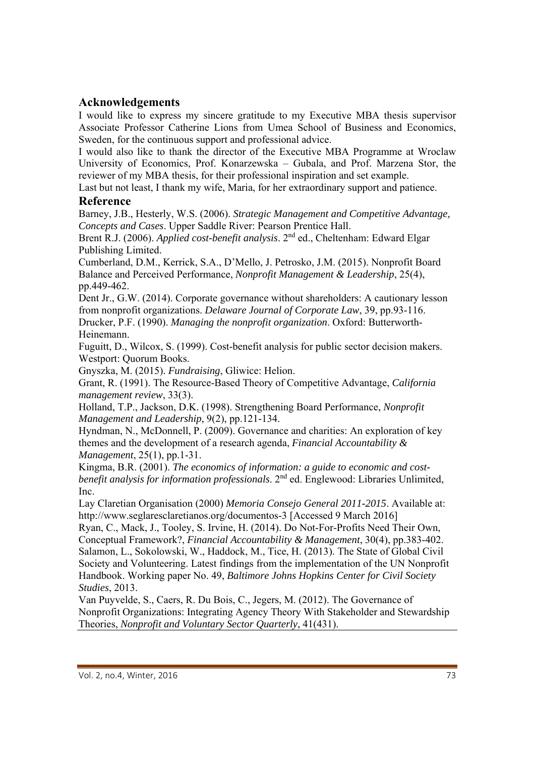## Acknowledgements

I would like to express my sincere gratitude to my Executive MBA thesis supervisor Associate Professor Catherine Lions from Umea School of Business and Economics, Sweden, for the continuous support and professional advice.

I would also like to thank the director of the Executive MBA Programme at Wroclaw University of Economics, Prof. Konarzewska – Gubala, and Prof. Marzena Stor, the reviewer of my MBA thesis, for their professional inspiration and set example.

Last but not least, I thank my wife, Maria, for her extraordinary support and patience.

## Reference

Barney, J.B., Hesterly, W.S. (2006). *Strategic Management and Competitive Advantage, Concepts and Cases*. Upper Saddle River: Pearson Prentice Hall.

Brent R.J. (2006). *Applied cost-benefit analysis*. 2nd ed., Cheltenham: Edward Elgar Publishing Limited.

Cumberland, D.M., Kerrick, S.A., D'Mello, J. Petrosko, J.M. (2015). Nonprofit Board Balance and Perceived Performance, *Nonprofit Management & Leadership*, 25(4), pp.449-462.

Dent Jr., G.W. (2014). Corporate governance without shareholders: A cautionary lesson from nonprofit organizations. *Delaware Journal of Corporate Law*, 39, pp.93-116.

Drucker, P.F. (1990). *Managing the nonprofit organization*. Oxford: Butterworth-Heinemann.

Fuguitt, D., Wilcox, S. (1999). Cost-benefit analysis for public sector decision makers. Westport: Quorum Books.

Gnyszka, M. (2015). *Fundraising*, Gliwice: Helion.

Grant, R. (1991). The Resource-Based Theory of Competitive Advantage, *California management review*, 33(3).

Holland, T.P., Jackson, D.K. (1998). Strengthening Board Performance, *Nonprofit Management and Leadership*, 9(2), pp.121-134.

Hyndman, N., McDonnell, P. (2009). Governance and charities: An exploration of key themes and the development of a research agenda, *Financial Accountability & Management*, 25(1), pp.1-31.

Kingma, B.R. (2001). *The economics of information: a guide to economic and cost-benefit analysis for information professionals*. 2nd ed. Englewood: Libraries Unlimited, Inc.

Lay Claretian Organisation (2000) *Memoria Consejo General 2011-2015*. Available at: http://www.seglaresclaretianos.org/documentos-3 [Accessed 9 March 2016]

Ryan, C., Mack, J., Tooley, S. Irvine, H. (2014). Do Not-For-Profits Need Their Own, Conceptual Framework?, *Financial Accountability & Management*, 30(4), pp.383-402.

Salamon, L., Sokolowski, W., Haddock, M., Tice, H. (2013). The State of Global Civil Society and Volunteering. Latest findings from the implementation of the UN Nonprofit Handbook. Working paper No. 49, *Baltimore Johns Hopkins Center for Civil Society Studies*, 2013.

Van Puyvelde, S., Caers, R. Du Bois, C., Jegers, M. (2012). The Governance of Nonprofit Organizations: Integrating Agency Theory With Stakeholder and Stewardship Theories, *Nonprofit and Voluntary Sector Quarterly*, 41(431).